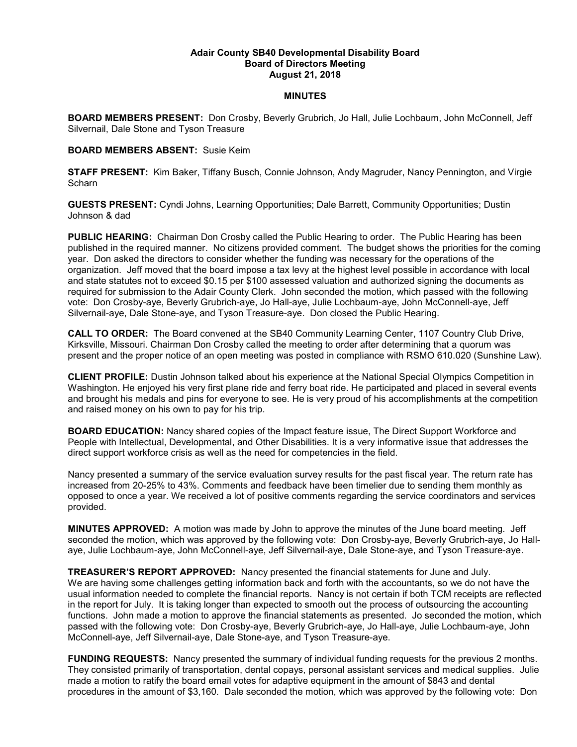**Adair County SB40 Developmental Disability Board**
**Board of Directors Meeting**
**August 21, 2018**

**MINUTES**

**BOARD MEMBERS PRESENT:** Don Crosby, Beverly Grubrich, Jo Hall, Julie Lochbaum, John McConnell, Jeff Silvernail, Dale Stone and Tyson Treasure

**BOARD MEMBERS ABSENT:** Susie Keim

**STAFF PRESENT:** Kim Baker, Tiffany Busch, Connie Johnson, Andy Magruder, Nancy Pennington, and Virgie Scharn

**GUESTS PRESENT:** Cyndi Johns, Learning Opportunities; Dale Barrett, Community Opportunities; Dustin Johnson & dad

**PUBLIC HEARING:** Chairman Don Crosby called the Public Hearing to order. The Public Hearing has been published in the required manner. No citizens provided comment. The budget shows the priorities for the coming year. Don asked the directors to consider whether the funding was necessary for the operations of the organization. Jeff moved that the board impose a tax levy at the highest level possible in accordance with local and state statutes not to exceed $0.15 per $100 assessed valuation and authorized signing the documents as required for submission to the Adair County Clerk. John seconded the motion, which passed with the following vote: Don Crosby-aye, Beverly Grubrich-aye, Jo Hall-aye, Julie Lochbaum-aye, John McConnell-aye, Jeff Silvernail-aye, Dale Stone-aye, and Tyson Treasure-aye. Don closed the Public Hearing.

**CALL TO ORDER:** The Board convened at the SB40 Community Learning Center, 1107 Country Club Drive, Kirksville, Missouri. Chairman Don Crosby called the meeting to order after determining that a quorum was present and the proper notice of an open meeting was posted in compliance with RSMO 610.020 (Sunshine Law).

**CLIENT PROFILE:** Dustin Johnson talked about his experience at the National Special Olympics Competition in Washington. He enjoyed his very first plane ride and ferry boat ride. He participated and placed in several events and brought his medals and pins for everyone to see. He is very proud of his accomplishments at the competition and raised money on his own to pay for his trip.

**BOARD EDUCATION:** Nancy shared copies of the Impact feature issue, The Direct Support Workforce and People with Intellectual, Developmental, and Other Disabilities. It is a very informative issue that addresses the direct support workforce crisis as well as the need for competencies in the field.

Nancy presented a summary of the service evaluation survey results for the past fiscal year. The return rate has increased from 20-25% to 43%. Comments and feedback have been timelier due to sending them monthly as opposed to once a year. We received a lot of positive comments regarding the service coordinators and services provided.

**MINUTES APPROVED:** A motion was made by John to approve the minutes of the June board meeting. Jeff seconded the motion, which was approved by the following vote: Don Crosby-aye, Beverly Grubrich-aye, Jo Hall-aye, Julie Lochbaum-aye, John McConnell-aye, Jeff Silvernail-aye, Dale Stone-aye, and Tyson Treasure-aye.

**TREASURER'S REPORT APPROVED:** Nancy presented the financial statements for June and July. We are having some challenges getting information back and forth with the accountants, so we do not have the usual information needed to complete the financial reports. Nancy is not certain if both TCM receipts are reflected in the report for July. It is taking longer than expected to smooth out the process of outsourcing the accounting functions. John made a motion to approve the financial statements as presented. Jo seconded the motion, which passed with the following vote: Don Crosby-aye, Beverly Grubrich-aye, Jo Hall-aye, Julie Lochbaum-aye, John McConnell-aye, Jeff Silvernail-aye, Dale Stone-aye, and Tyson Treasure-aye.

**FUNDING REQUESTS:** Nancy presented the summary of individual funding requests for the previous 2 months. They consisted primarily of transportation, dental copays, personal assistant services and medical supplies. Julie made a motion to ratify the board email votes for adaptive equipment in the amount of $843 and dental procedures in the amount of $3,160. Dale seconded the motion, which was approved by the following vote: Don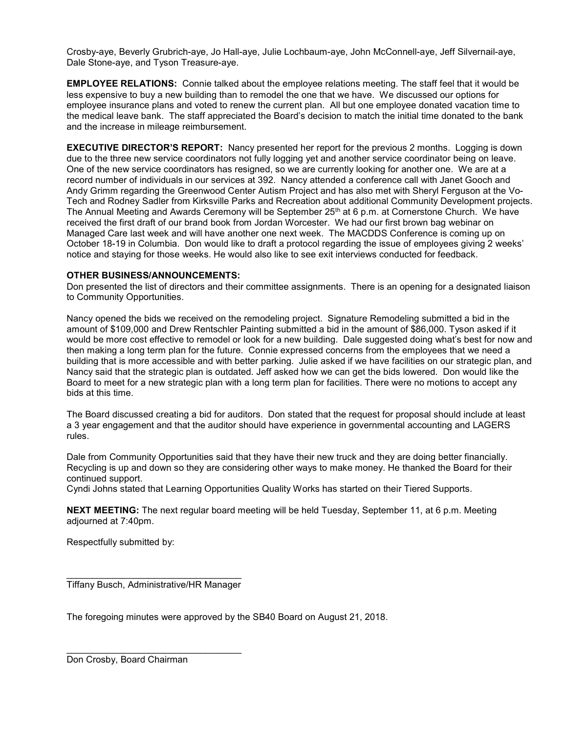Crosby-aye, Beverly Grubrich-aye, Jo Hall-aye, Julie Lochbaum-aye, John McConnell-aye, Jeff Silvernail-aye, Dale Stone-aye, and Tyson Treasure-aye.

**EMPLOYEE RELATIONS:** Connie talked about the employee relations meeting. The staff feel that it would be less expensive to buy a new building than to remodel the one that we have. We discussed our options for employee insurance plans and voted to renew the current plan. All but one employee donated vacation time to the medical leave bank. The staff appreciated the Board's decision to match the initial time donated to the bank and the increase in mileage reimbursement.

**EXECUTIVE DIRECTOR'S REPORT:** Nancy presented her report for the previous 2 months. Logging is down due to the three new service coordinators not fully logging yet and another service coordinator being on leave. One of the new service coordinators has resigned, so we are currently looking for another one. We are at a record number of individuals in our services at 392. Nancy attended a conference call with Janet Gooch and Andy Grimm regarding the Greenwood Center Autism Project and has also met with Sheryl Ferguson at the Vo-Tech and Rodney Sadler from Kirksville Parks and Recreation about additional Community Development projects. The Annual Meeting and Awards Ceremony will be September 25th at 6 p.m. at Cornerstone Church. We have received the first draft of our brand book from Jordan Worcester. We had our first brown bag webinar on Managed Care last week and will have another one next week. The MACDDS Conference is coming up on October 18-19 in Columbia. Don would like to draft a protocol regarding the issue of employees giving 2 weeks' notice and staying for those weeks. He would also like to see exit interviews conducted for feedback.

**OTHER BUSINESS/ANNOUNCEMENTS:**

Don presented the list of directors and their committee assignments. There is an opening for a designated liaison to Community Opportunities.

Nancy opened the bids we received on the remodeling project. Signature Remodeling submitted a bid in the amount of $109,000 and Drew Rentschler Painting submitted a bid in the amount of $86,000. Tyson asked if it would be more cost effective to remodel or look for a new building. Dale suggested doing what's best for now and then making a long term plan for the future. Connie expressed concerns from the employees that we need a building that is more accessible and with better parking. Julie asked if we have facilities on our strategic plan, and Nancy said that the strategic plan is outdated. Jeff asked how we can get the bids lowered. Don would like the Board to meet for a new strategic plan with a long term plan for facilities. There were no motions to accept any bids at this time.

The Board discussed creating a bid for auditors. Don stated that the request for proposal should include at least a 3 year engagement and that the auditor should have experience in governmental accounting and LAGERS rules.

Dale from Community Opportunities said that they have their new truck and they are doing better financially. Recycling is up and down so they are considering other ways to make money. He thanked the Board for their continued support.

Cyndi Johns stated that Learning Opportunities Quality Works has started on their Tiered Supports.

**NEXT MEETING:** The next regular board meeting will be held Tuesday, September 11, at 6 p.m. Meeting adjourned at 7:40pm.

Respectfully submitted by:

\_\_\_\_\_\_\_\_\_\_\_\_\_\_\_\_\_\_\_\_\_\_\_\_\_\_\_\_\_\_\_\_\_\_\_

Tiffany Busch, Administrative/HR Manager

The foregoing minutes were approved by the SB40 Board on August 21, 2018.

\_\_\_\_\_\_\_\_\_\_\_\_\_\_\_\_\_\_\_\_\_\_\_\_\_\_\_\_\_\_\_\_\_\_\_

Don Crosby, Board Chairman